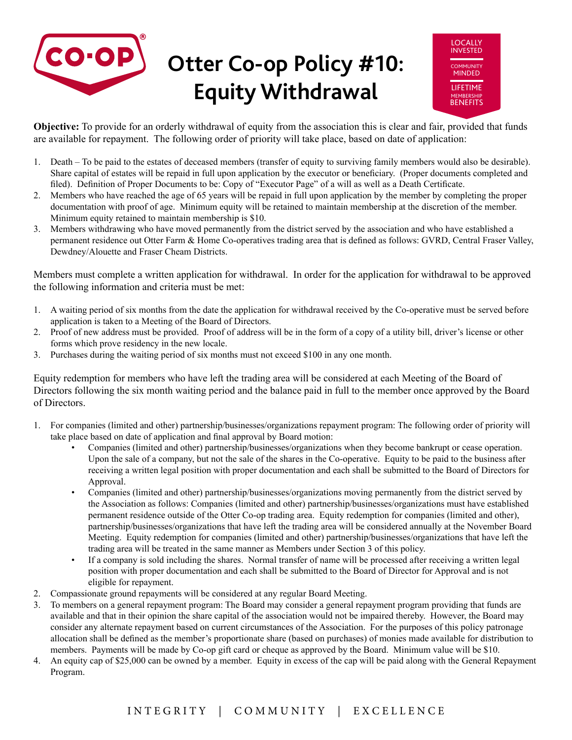# Otter Co-op Policy #10: Equity Withdrawal

**Objective:** To provide for an orderly withdrawal of equity from the association this is clear and fair, provided that funds are available for repayment. The following order of priority will take place, based on date of application:

1. Death – To be paid to the estates of deceased members (transfer of equity to surviving family members would also be desirable). Share capital of estates will be repaid in full upon application by the executor or beneficiary. (Proper documents completed and filed). Definition of Proper Documents to be: Copy of "Executor Page" of a will as well as a Death Certificate.
2. Members who have reached the age of 65 years will be repaid in full upon application by the member by completing the proper documentation with proof of age. Minimum equity will be retained to maintain membership at the discretion of the member. Minimum equity retained to maintain membership is $10.
3. Members withdrawing who have moved permanently from the district served by the association and who have established a permanent residence out Otter Farm & Home Co-operatives trading area that is defined as follows: GVRD, Central Fraser Valley, Dewdney/Alouette and Fraser Cheam Districts.

Members must complete a written application for withdrawal. In order for the application for withdrawal to be approved the following information and criteria must be met:

1. A waiting period of six months from the date the application for withdrawal received by the Co-operative must be served before application is taken to a Meeting of the Board of Directors.
2. Proof of new address must be provided. Proof of address will be in the form of a copy of a utility bill, driver's license or other forms which prove residency in the new locale.
3. Purchases during the waiting period of six months must not exceed $100 in any one month.

Equity redemption for members who have left the trading area will be considered at each Meeting of the Board of Directors following the six month waiting period and the balance paid in full to the member once approved by the Board of Directors.

1. For companies (limited and other) partnership/businesses/organizations repayment program: The following order of priority will take place based on date of application and final approval by Board motion:
   - Companies (limited and other) partnership/businesses/organizations when they become bankrupt or cease operation. Upon the sale of a company, but not the sale of the shares in the Co-operative. Equity to be paid to the business after receiving a written legal position with proper documentation and each shall be submitted to the Board of Directors for Approval.
   - Companies (limited and other) partnership/businesses/organizations moving permanently from the district served by the Association as follows: Companies (limited and other) partnership/businesses/organizations must have established permanent residence outside of the Otter Co-op trading area. Equity redemption for companies (limited and other), partnership/businesses/organizations that have left the trading area will be considered annually at the November Board Meeting. Equity redemption for companies (limited and other) partnership/businesses/organizations that have left the trading area will be treated in the same manner as Members under Section 3 of this policy.
   - If a company is sold including the shares. Normal transfer of name will be processed after receiving a written legal position with proper documentation and each shall be submitted to the Board of Director for Approval and is not eligible for repayment.
2. Compassionate ground repayments will be considered at any regular Board Meeting.
3. To members on a general repayment program: The Board may consider a general repayment program providing that funds are available and that in their opinion the share capital of the association would not be impaired thereby. However, the Board may consider any alternate repayment based on current circumstances of the Association. For the purposes of this policy patronage allocation shall be defined as the member's proportionate share (based on purchases) of monies made available for distribution to members. Payments will be made by Co-op gift card or cheque as approved by the Board. Minimum value will be $10.
4. An equity cap of $25,000 can be owned by a member. Equity in excess of the cap will be paid along with the General Repayment Program.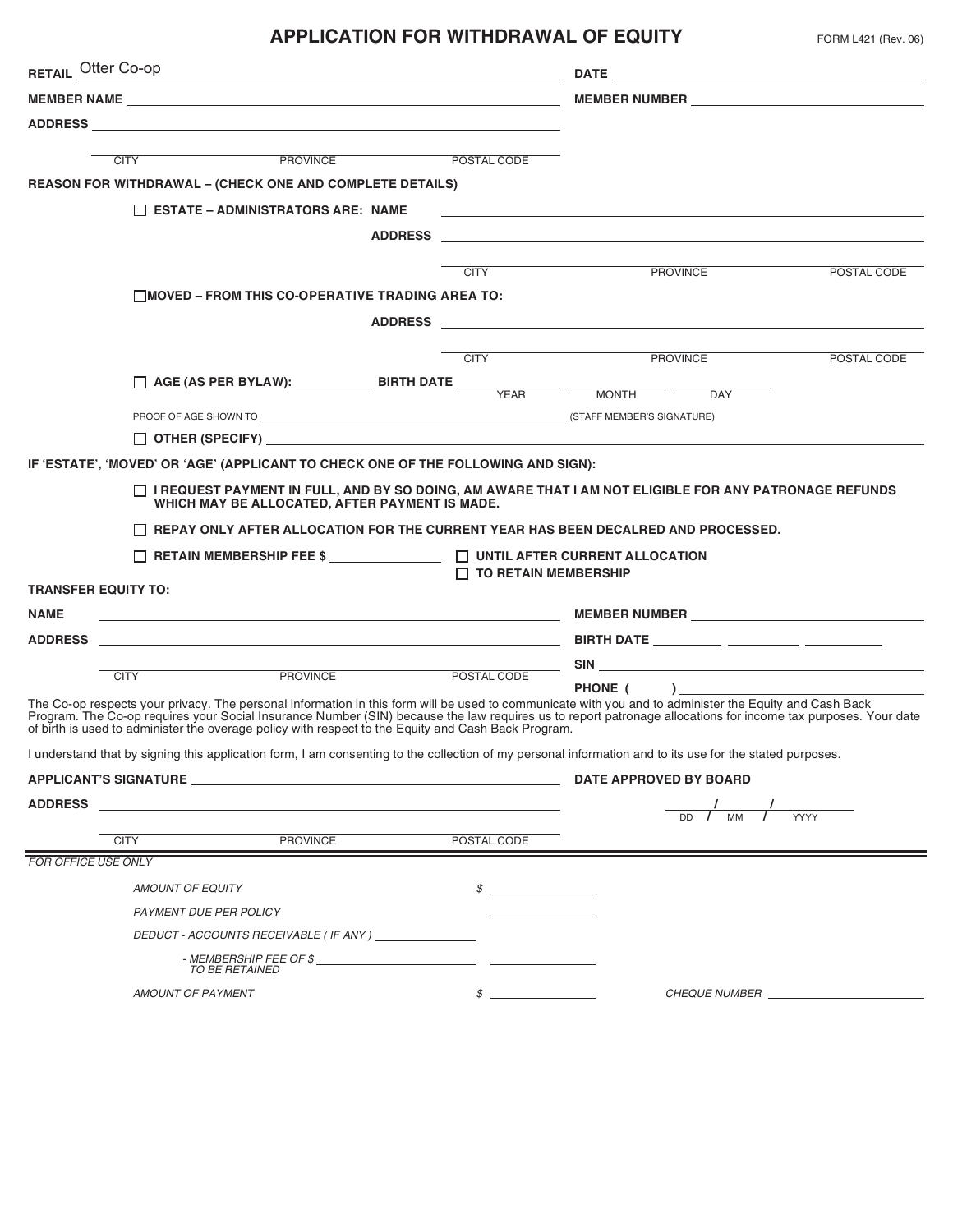# APPLICATION FOR WITHDRAWAL OF EQUITY

FORM L421 (Rev. 06)

**RETAIL** Otter Co-op **DATE** ____________________

**MEMBER NAME** ____________________ **MEMBER NUMBER** ____________________

**ADDRESS** ____________________

CITY PROVINCE POSTAL CODE

**REASON FOR WITHDRAWAL – (CHECK ONE AND COMPLETE DETAILS)**

☐ **ESTATE – ADMINISTRATORS ARE: NAME** ____________________

**ADDRESS** ____________________

CITY PROVINCE POSTAL CODE

☐ **MOVED – FROM THIS CO-OPERATIVE TRADING AREA TO:**

**ADDRESS** ____________________

CITY PROVINCE POSTAL CODE

☐ **AGE (AS PER BYLAW):** __________ **BIRTH DATE** __________ YEAR __________ MONTH __________ DAY

PROOF OF AGE SHOWN TO ____________________ (STAFF MEMBER'S SIGNATURE)

☐ **OTHER (SPECIFY)** ____________________

**IF 'ESTATE', 'MOVED' OR 'AGE' (APPLICANT TO CHECK ONE OF THE FOLLOWING AND SIGN):**

☐ **I REQUEST PAYMENT IN FULL, AND BY SO DOING, AM AWARE THAT I AM NOT ELIGIBLE FOR ANY PATRONAGE REFUNDS WHICH MAY BE ALLOCATED, AFTER PAYMENT IS MADE.**

☐ **REPAY ONLY AFTER ALLOCATION FOR THE CURRENT YEAR HAS BEEN DECALRED AND PROCESSED.**

☐ **RETAIN MEMBERSHIP FEE $** __________ ☐ **UNTIL AFTER CURRENT ALLOCATION** ☐ **TO RETAIN MEMBERSHIP**

**TRANSFER EQUITY TO:**

**NAME** ____________________ **MEMBER NUMBER** ____________________

**ADDRESS** ____________________ **BIRTH DATE** __________ __________ __________

**SIN** ____________________

CITY PROVINCE POSTAL CODE

**PHONE (** **)** ____________________

The Co-op respects your privacy. The personal information in this form will be used to communicate with you and to administer the Equity and Cash Back Program. The Co-op requires your Social Insurance Number (SIN) because the law requires us to report patronage allocations for income tax purposes. Your date of birth is used to administer the overage policy with respect to the Equity and Cash Back Program.

I understand that by signing this application form, I am consenting to the collection of my personal information and to its use for the stated purposes.

**APPLICANT'S SIGNATURE** ____________________ **DATE APPROVED BY BOARD**

**ADDRESS** ____________________ ____ / ____ / ______ (DD / MM / YYYY)

CITY PROVINCE POSTAL CODE

---

*FOR OFFICE USE ONLY*

*AMOUNT OF EQUITY* $ __________

*PAYMENT DUE PER POLICY* __________

*DEDUCT - ACCOUNTS RECEIVABLE ( IF ANY )* __________

*- MEMBERSHIP FEE OF $* __________ *TO BE RETAINED* __________

*AMOUNT OF PAYMENT* $ __________ *CHEQUE NUMBER* __________